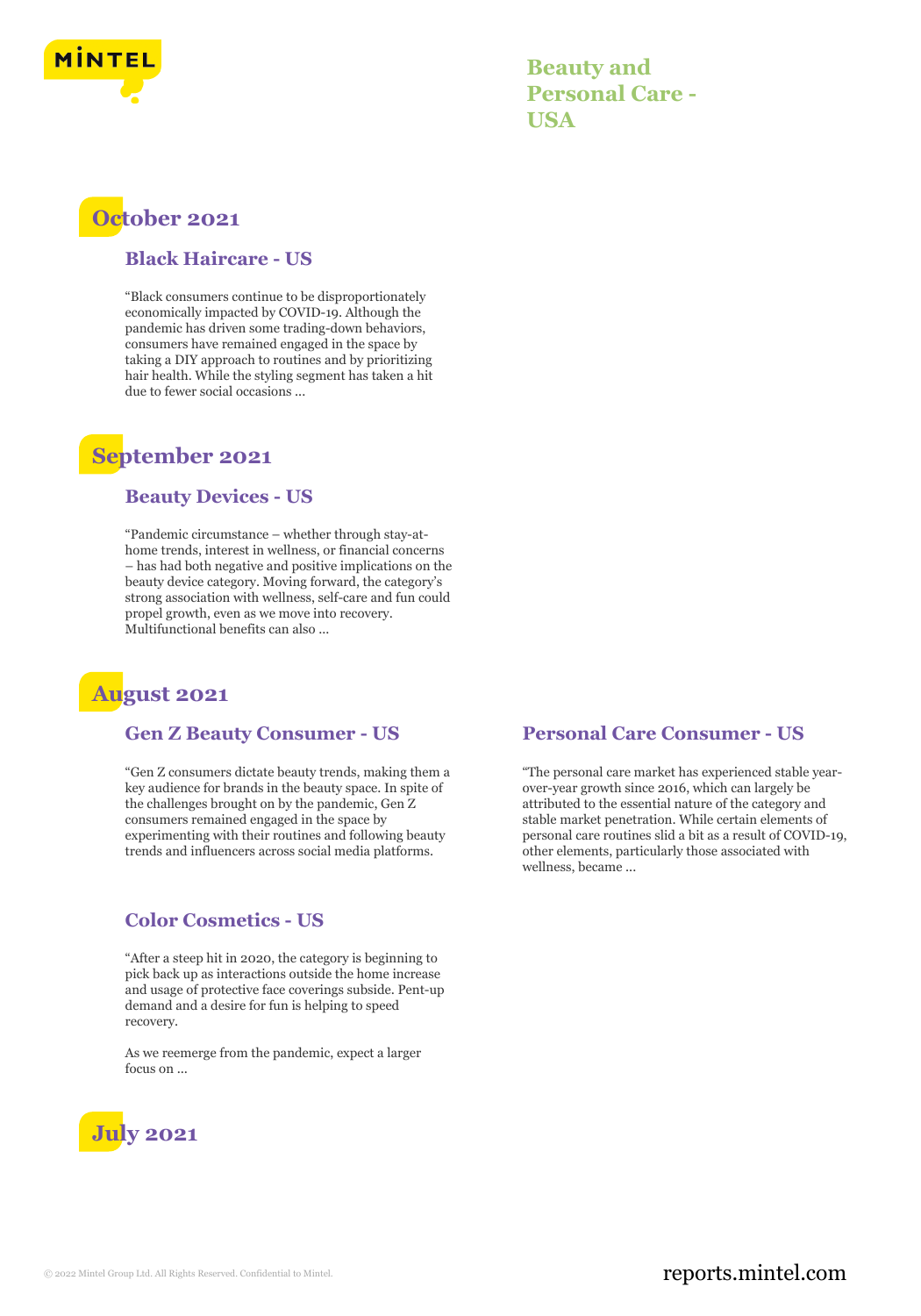# Beauty and Personal Care - USA

## October 2021

### Black Haircare - US

"Black consumers continue to be disproportionately economically impacted by COVID-19. Although the pandemic has driven some trading-down behaviors, consumers have remained engaged in the space by taking a DIY approach to routines and by prioritizing hair health. While the styling segment has taken a hit due to fewer social occasions ...

## September 2021

### Beauty Devices - US

"Pandemic circumstance – whether through stay-at-home trends, interest in wellness, or financial concerns – has had both negative and positive implications on the beauty device category. Moving forward, the category's strong association with wellness, self-care and fun could propel growth, even as we move into recovery. Multifunctional benefits can also ...

## August 2021

### Gen Z Beauty Consumer - US

"Gen Z consumers dictate beauty trends, making them a key audience for brands in the beauty space. In spite of the challenges brought on by the pandemic, Gen Z consumers remained engaged in the space by experimenting with their routines and following beauty trends and influencers across social media platforms.

### Color Cosmetics - US

"After a steep hit in 2020, the category is beginning to pick back up as interactions outside the home increase and usage of protective face coverings subside. Pent-up demand and a desire for fun is helping to speed recovery.

As we reemerge from the pandemic, expect a larger focus on ...

### Personal Care Consumer - US

"The personal care market has experienced stable year-over-year growth since 2016, which can largely be attributed to the essential nature of the category and stable market penetration. While certain elements of personal care routines slid a bit as a result of COVID-19, other elements, particularly those associated with wellness, became ...

## July 2021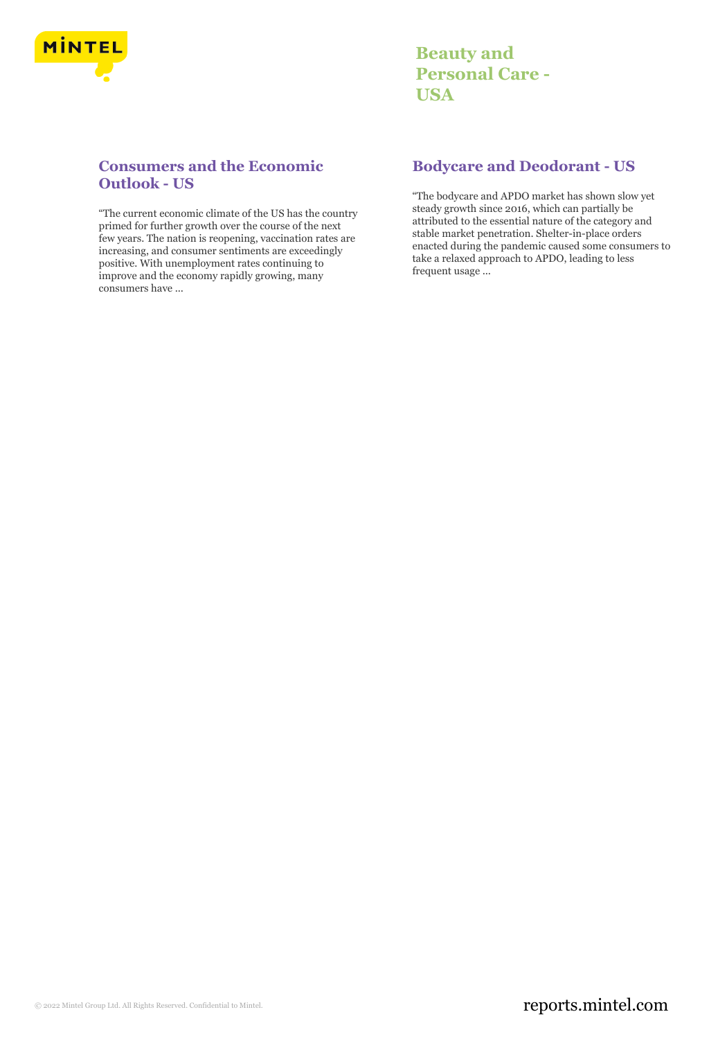# Beauty and Personal Care - USA

## Consumers and the Economic Outlook - US

"The current economic climate of the US has the country primed for further growth over the course of the next few years. The nation is reopening, vaccination rates are increasing, and consumer sentiments are exceedingly positive. With unemployment rates continuing to improve and the economy rapidly growing, many consumers have ...

## Bodycare and Deodorant - US

"The bodycare and APDO market has shown slow yet steady growth since 2016, which can partially be attributed to the essential nature of the category and stable market penetration. Shelter-in-place orders enacted during the pandemic caused some consumers to take a relaxed approach to APDO, leading to less frequent usage ...